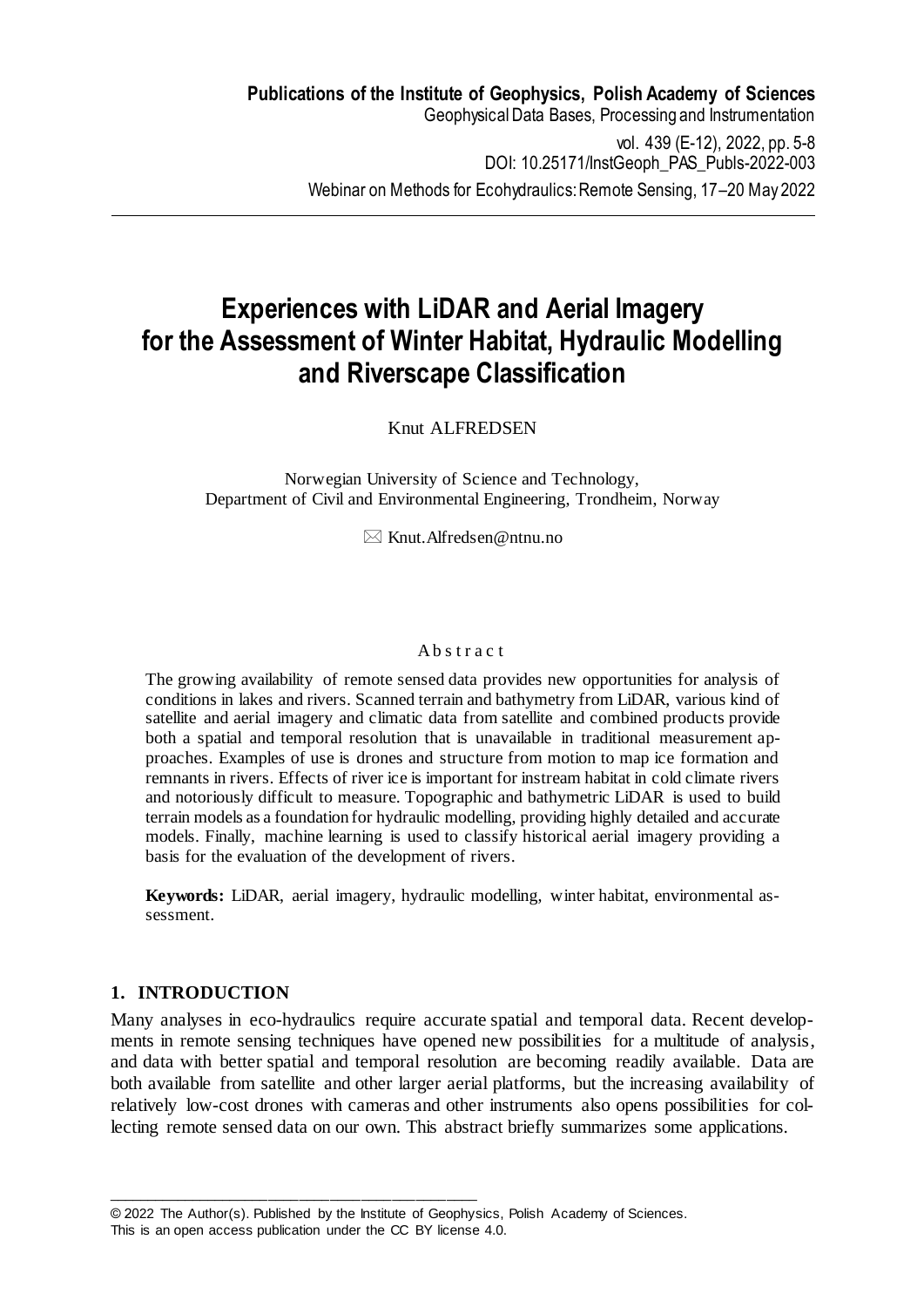**Publications of the Institute of Geophysics, Polish Academy of Sciences**
Geophysical Data Bases, Processing and Instrumentation
vol. 439 (E-12), 2022, pp. 5-8
DOI: 10.25171/InstGeoph_PAS_Publs-2022-003
Webinar on Methods for Ecohydraulics: Remote Sensing, 17–20 May 2022

# Experiences with LiDAR and Aerial Imagery for the Assessment of Winter Habitat, Hydraulic Modelling and Riverscape Classification

Knut ALFREDSEN

Norwegian University of Science and Technology,
Department of Civil and Environmental Engineering, Trondheim, Norway

✉ Knut.Alfredsen@ntnu.no

### Abstract

The growing availability of remote sensed data provides new opportunities for analysis of conditions in lakes and rivers. Scanned terrain and bathymetry from LiDAR, various kind of satellite and aerial imagery and climatic data from satellite and combined products provide both a spatial and temporal resolution that is unavailable in traditional measurement approaches. Examples of use is drones and structure from motion to map ice formation and remnants in rivers. Effects of river ice is important for instream habitat in cold climate rivers and notoriously difficult to measure. Topographic and bathymetric LiDAR is used to build terrain models as a foundation for hydraulic modelling, providing highly detailed and accurate models. Finally, machine learning is used to classify historical aerial imagery providing a basis for the evaluation of the development of rivers.

**Keywords:** LiDAR, aerial imagery, hydraulic modelling, winter habitat, environmental assessment.

## 1. INTRODUCTION

Many analyses in eco-hydraulics require accurate spatial and temporal data. Recent developments in remote sensing techniques have opened new possibilities for a multitude of analysis, and data with better spatial and temporal resolution are becoming readily available. Data are both available from satellite and other larger aerial platforms, but the increasing availability of relatively low-cost drones with cameras and other instruments also opens possibilities for collecting remote sensed data on our own. This abstract briefly summarizes some applications.

---

© 2022 The Author(s). Published by the Institute of Geophysics, Polish Academy of Sciences.
This is an open access publication under the CC BY license 4.0.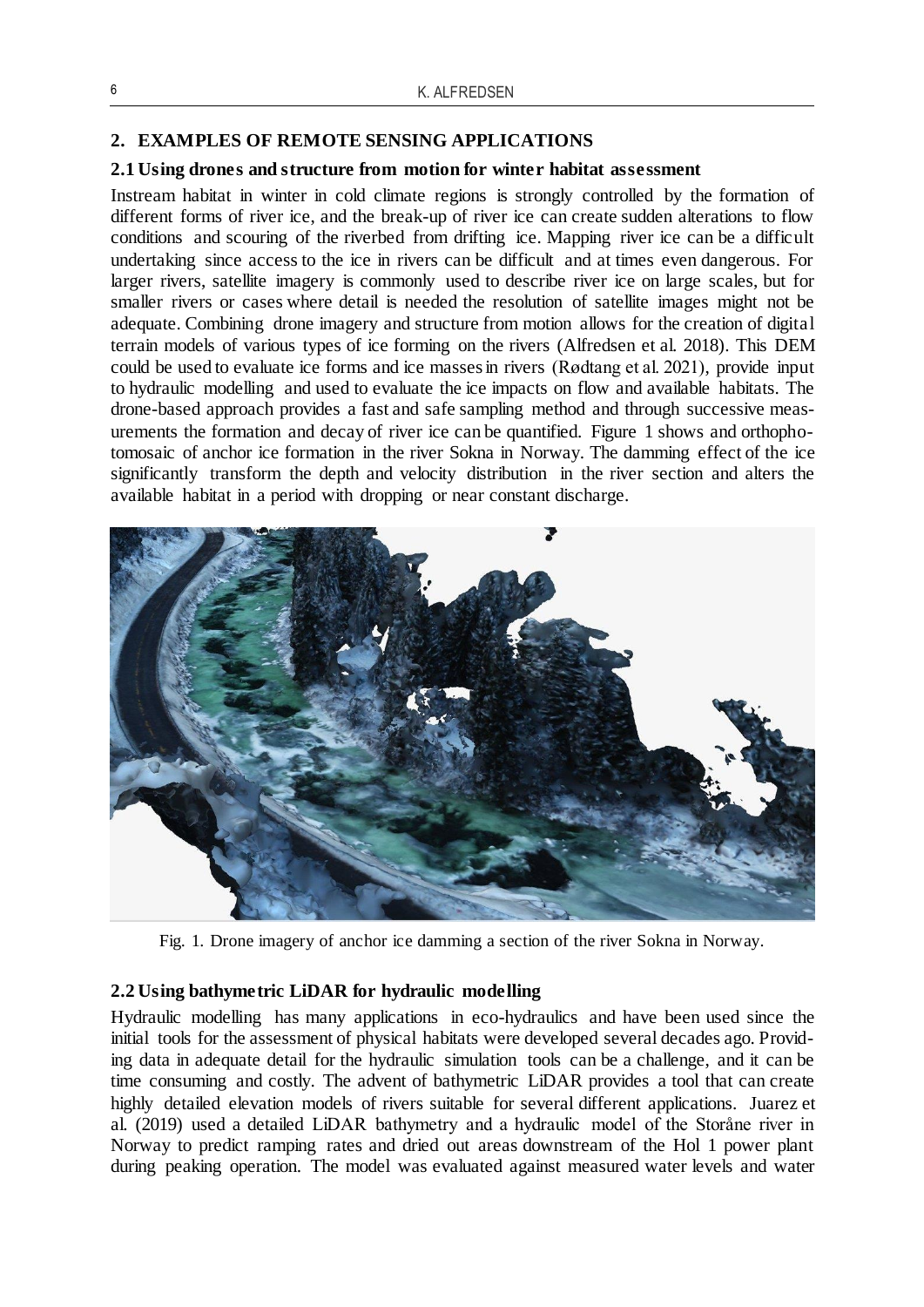## 2. EXAMPLES OF REMOTE SENSING APPLICATIONS

### 2.1 Using drones and structure from motion for winter habitat assessment

Instream habitat in winter in cold climate regions is strongly controlled by the formation of different forms of river ice, and the break-up of river ice can create sudden alterations to flow conditions and scouring of the riverbed from drifting ice. Mapping river ice can be a difficult undertaking since access to the ice in rivers can be difficult and at times even dangerous. For larger rivers, satellite imagery is commonly used to describe river ice on large scales, but for smaller rivers or cases where detail is needed the resolution of satellite images might not be adequate. Combining drone imagery and structure from motion allows for the creation of digital terrain models of various types of ice forming on the rivers (Alfredsen et al. 2018). This DEM could be used to evaluate ice forms and ice masses in rivers (Rødtang et al. 2021), provide input to hydraulic modelling and used to evaluate the ice impacts on flow and available habitats. The drone-based approach provides a fast and safe sampling method and through successive measurements the formation and decay of river ice can be quantified. Figure 1 shows and orthophotomosaic of anchor ice formation in the river Sokna in Norway. The damming effect of the ice significantly transform the depth and velocity distribution in the river section and alters the available habitat in a period with dropping or near constant discharge.

Fig. 1. Drone imagery of anchor ice damming a section of the river Sokna in Norway.

### 2.2 Using bathymetric LiDAR for hydraulic modelling

Hydraulic modelling has many applications in eco-hydraulics and have been used since the initial tools for the assessment of physical habitats were developed several decades ago. Providing data in adequate detail for the hydraulic simulation tools can be a challenge, and it can be time consuming and costly. The advent of bathymetric LiDAR provides a tool that can create highly detailed elevation models of rivers suitable for several different applications. Juarez et al. (2019) used a detailed LiDAR bathymetry and a hydraulic model of the Storåne river in Norway to predict ramping rates and dried out areas downstream of the Hol 1 power plant during peaking operation. The model was evaluated against measured water levels and water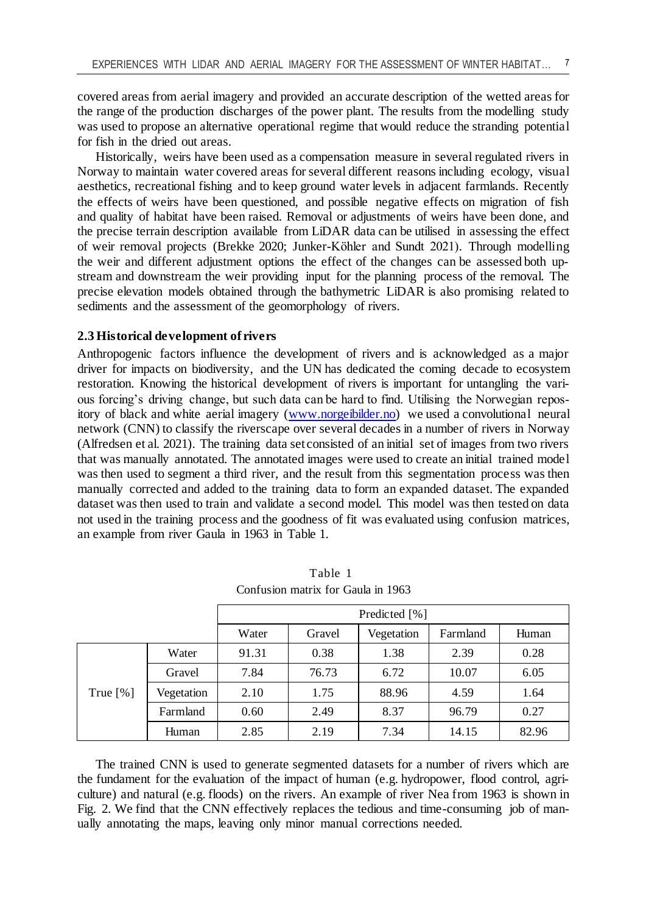covered areas from aerial imagery and provided an accurate description of the wetted areas for the range of the production discharges of the power plant. The results from the modelling study was used to propose an alternative operational regime that would reduce the stranding potential for fish in the dried out areas.

Historically, weirs have been used as a compensation measure in several regulated rivers in Norway to maintain water covered areas for several different reasons including ecology, visual aesthetics, recreational fishing and to keep ground water levels in adjacent farmlands. Recently the effects of weirs have been questioned, and possible negative effects on migration of fish and quality of habitat have been raised. Removal or adjustments of weirs have been done, and the precise terrain description available from LiDAR data can be utilised in assessing the effect of weir removal projects (Brekke 2020; Junker-Köhler and Sundt 2021). Through modelling the weir and different adjustment options the effect of the changes can be assessed both upstream and downstream the weir providing input for the planning process of the removal. The precise elevation models obtained through the bathymetric LiDAR is also promising related to sediments and the assessment of the geomorphology of rivers.

### 2.3 Historical development of rivers

Anthropogenic factors influence the development of rivers and is acknowledged as a major driver for impacts on biodiversity, and the UN has dedicated the coming decade to ecosystem restoration. Knowing the historical development of rivers is important for untangling the various forcing's driving change, but such data can be hard to find. Utilising the Norwegian repository of black and white aerial imagery (www.norgeibilder.no) we used a convolutional neural network (CNN) to classify the riverscape over several decades in a number of rivers in Norway (Alfredsen et al. 2021). The training data set consisted of an initial set of images from two rivers that was manually annotated. The annotated images were used to create an initial trained model was then used to segment a third river, and the result from this segmentation process was then manually corrected and added to the training data to form an expanded dataset. The expanded dataset was then used to train and validate a second model. This model was then tested on data not used in the training process and the goodness of fit was evaluated using confusion matrices, an example from river Gaula in 1963 in Table 1.

Table 1
Confusion matrix for Gaula in 1963

| | | Predicted [%] | | | | |
|---|---|---|---|---|---|---|
| | | Water | Gravel | Vegetation | Farmland | Human |
| True [%] | Water | 91.31 | 0.38 | 1.38 | 2.39 | 0.28 |
| | Gravel | 7.84 | 76.73 | 6.72 | 10.07 | 6.05 |
| | Vegetation | 2.10 | 1.75 | 88.96 | 4.59 | 1.64 |
| | Farmland | 0.60 | 2.49 | 8.37 | 96.79 | 0.27 |
| | Human | 2.85 | 2.19 | 7.34 | 14.15 | 82.96 |

The trained CNN is used to generate segmented datasets for a number of rivers which are the fundament for the evaluation of the impact of human (e.g. hydropower, flood control, agriculture) and natural (e.g. floods) on the rivers. An example of river Nea from 1963 is shown in Fig. 2. We find that the CNN effectively replaces the tedious and time-consuming job of manually annotating the maps, leaving only minor manual corrections needed.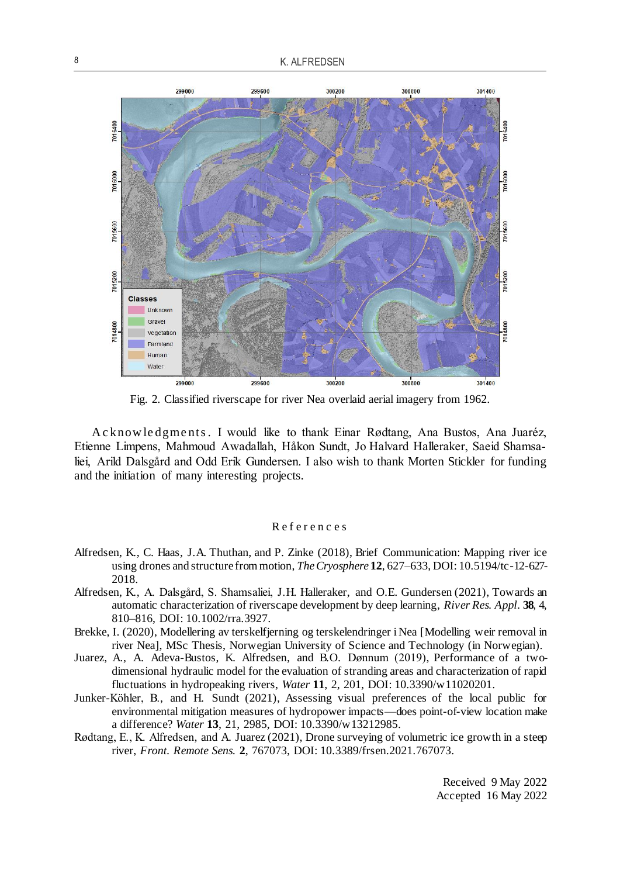299000
299600
300200
300800
301400

7016400
7016000
7015600
7015200
7014800

Classes
Unknown
Gravel
Vegetation
Farmland
Human
Water

Fig. 2. Classified riverscape for river Nea overlaid aerial imagery from 1962.

**Acknowledgments.** I would like to thank Einar Rødtang, Ana Bustos, Ana Juaréz, Etienne Limpens, Mahmoud Awadallah, Håkon Sundt, Jo Halvard Halleraker, Saeid Shamsaliei, Arild Dalsgård and Odd Erik Gundersen. I also wish to thank Morten Stickler for funding and the initiation of many interesting projects.

## References

Alfredsen, K., C. Haas, J.A. Thuthan, and P. Zinke (2018), Brief Communication: Mapping river ice using drones and structure from motion, *The Cryosphere* **12**, 627–633, DOI: 10.5194/tc-12-627-2018.

Alfredsen, K., A. Dalsgård, S. Shamsaliei, J.H. Halleraker, and O.E. Gundersen (2021), Towards an automatic characterization of riverscape development by deep learning, *River Res. Appl*. **38**, 4, 810–816, DOI: 10.1002/rra.3927.

Brekke, I. (2020), Modellering av terskelfjerning og terskelendringer i Nea [Modelling weir removal in river Nea], MSc Thesis, Norwegian University of Science and Technology (in Norwegian).

Juarez, A., A. Adeva-Bustos, K. Alfredsen, and B.O. Dønnum (2019), Performance of a two-dimensional hydraulic model for the evaluation of stranding areas and characterization of rapid fluctuations in hydropeaking rivers, *Water* **11**, 2, 201, DOI: 10.3390/w11020201.

Junker-Köhler, B., and H. Sundt (2021), Assessing visual preferences of the local public for environmental mitigation measures of hydropower impacts—does point-of-view location make a difference? *Water* **13**, 21, 2985, DOI: 10.3390/w13212985.

Rødtang, E., K. Alfredsen, and A. Juarez (2021), Drone surveying of volumetric ice growth in a steep river, *Front. Remote Sens.* **2**, 767073, DOI: 10.3389/frsen.2021.767073.

Received 9 May 2022
Accepted 16 May 2022